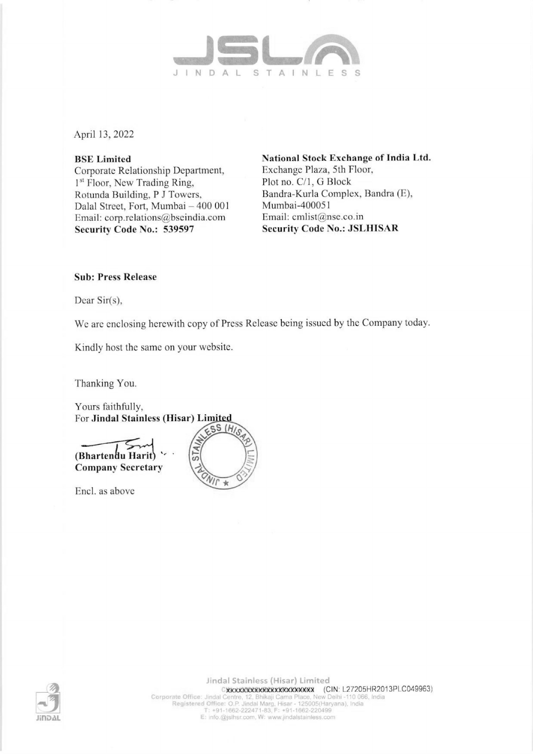April 13, 2022

**BSE Limited**
Corporate Relationship Department,
1st Floor, New Trading Ring,
Rotunda Building, P J Towers,
Dalal Street, Fort, Mumbai – 400 001
Email: corp.relations@bseindia.com
**Security Code No.: 539597**

**National Stock Exchange of India Ltd.**
Exchange Plaza, 5th Floor,
Plot no. C/1, G Block
Bandra-Kurla Complex, Bandra (E),
Mumbai-400051
Email: cmlist@nse.co.in
**Security Code No.: JSLHISAR**

**Sub: Press Release**

Dear Sir(s),

We are enclosing herewith copy of Press Release being issued by the Company today.

Kindly host the same on your website.

Thanking You.

Yours faithfully,
For **Jindal Stainless (Hisar) Limited**

**(Bhartendu Harit)**
**Company Secretary**

Encl. as above

Jindal Stainless (Hisar) Limited
(CIN: L27205HR2013PLC049963)
Corporate Office: Jindal Centre, 12, Bhikaji Cama Place, New Delhi -110 066, India
Registered Office: O.P. Jindal Marg, Hisar - 125005(Haryana), India
T: +91-1662-222471-83, F: +91-1662-220499
E: info.@jslhsr.com, W: www.jindalstainless.com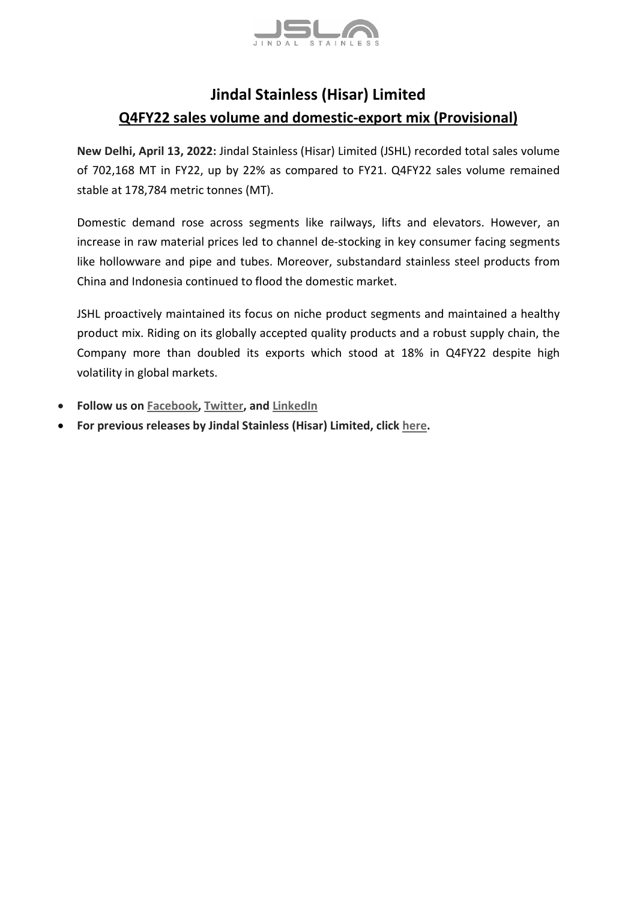# Jindal Stainless (Hisar) Limited

## Q4FY22 sales volume and domestic-export mix (Provisional)

**New Delhi, April 13, 2022:** Jindal Stainless (Hisar) Limited (JSHL) recorded total sales volume of 702,168 MT in FY22, up by 22% as compared to FY21. Q4FY22 sales volume remained stable at 178,784 metric tonnes (MT).

Domestic demand rose across segments like railways, lifts and elevators. However, an increase in raw material prices led to channel de-stocking in key consumer facing segments like hollowware and pipe and tubes. Moreover, substandard stainless steel products from China and Indonesia continued to flood the domestic market.

JSHL proactively maintained its focus on niche product segments and maintained a healthy product mix. Riding on its globally accepted quality products and a robust supply chain, the Company more than doubled its exports which stood at 18% in Q4FY22 despite high volatility in global markets.

- **Follow us on Facebook, Twitter, and LinkedIn**
- **For previous releases by Jindal Stainless (Hisar) Limited, click here.**